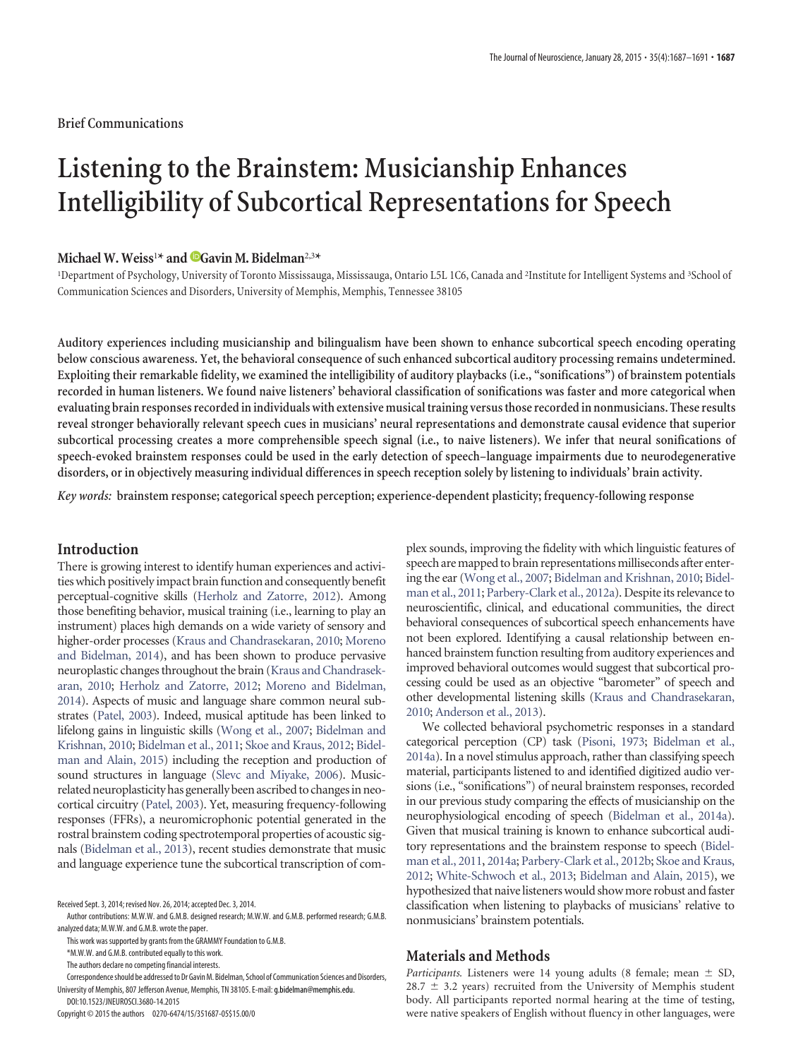Brief Communications

# Listening to the Brainstem: Musicianship Enhances Intelligibility of Subcortical Representations for Speech

**Michael W. Weiss**[1]* **and Gavin M. Bidelman**[2,3]*

[1]Department of Psychology, University of Toronto Mississauga, Mississauga, Ontario L5L 1C6, Canada and [2]Institute for Intelligent Systems and [3]School of Communication Sciences and Disorders, University of Memphis, Memphis, Tennessee 38105

**Auditory experiences including musicianship and bilingualism have been shown to enhance subcortical speech encoding operating below conscious awareness. Yet, the behavioral consequence of such enhanced subcortical auditory processing remains undetermined. Exploiting their remarkable fidelity, we examined the intelligibility of auditory playbacks (i.e., "sonifications") of brainstem potentials recorded in human listeners. We found naive listeners' behavioral classification of sonifications was faster and more categorical when evaluating brain responses recorded in individuals with extensive musical training versus those recorded in nonmusicians. These results reveal stronger behaviorally relevant speech cues in musicians' neural representations and demonstrate causal evidence that superior subcortical processing creates a more comprehensible speech signal (i.e., to naive listeners). We infer that neural sonifications of speech-evoked brainstem responses could be used in the early detection of speech–language impairments due to neurodegenerative disorders, or in objectively measuring individual differences in speech reception solely by listening to individuals' brain activity.**

*Key words:* **brainstem response; categorical speech perception; experience-dependent plasticity; frequency-following response**

## Introduction

There is growing interest to identify human experiences and activities which positively impact brain function and consequently benefit perceptual-cognitive skills (Herholz and Zatorre, 2012). Among those benefiting behavior, musical training (i.e., learning to play an instrument) places high demands on a wide variety of sensory and higher-order processes (Kraus and Chandrasekaran, 2010; Moreno and Bidelman, 2014), and has been shown to produce pervasive neuroplastic changes throughout the brain (Kraus and Chandrasekaran, 2010; Herholz and Zatorre, 2012; Moreno and Bidelman, 2014). Aspects of music and language share common neural substrates (Patel, 2003). Indeed, musical aptitude has been linked to lifelong gains in linguistic skills (Wong et al., 2007; Bidelman and Krishnan, 2010; Bidelman et al., 2011; Skoe and Kraus, 2012; Bidelman and Alain, 2015) including the reception and production of sound structures in language (Slevc and Miyake, 2006). Music-related neuroplasticity has generally been ascribed to changes in neocortical circuitry (Patel, 2003). Yet, measuring frequency-following responses (FFRs), a neuromicrophonic potential generated in the rostral brainstem coding spectrotemporal properties of acoustic signals (Bidelman et al., 2013), recent studies demonstrate that music and language experience tune the subcortical transcription of complex sounds, improving the fidelity with which linguistic features of speech are mapped to brain representations milliseconds after entering the ear (Wong et al., 2007; Bidelman and Krishnan, 2010; Bidelman et al., 2011; Parbery-Clark et al., 2012a). Despite its relevance to neuroscientific, clinical, and educational communities, the direct behavioral consequences of subcortical speech enhancements have not been explored. Identifying a causal relationship between enhanced brainstem function resulting from auditory experiences and improved behavioral outcomes would suggest that subcortical processing could be used as an objective "barometer" of speech and other developmental listening skills (Kraus and Chandrasekaran, 2010; Anderson et al., 2013).

We collected behavioral psychometric responses in a standard categorical perception (CP) task (Pisoni, 1973; Bidelman et al., 2014a). In a novel stimulus approach, rather than classifying speech material, participants listened to and identified digitized audio versions (i.e., "sonifications") of neural brainstem responses, recorded in our previous study comparing the effects of musicianship on the neurophysiological encoding of speech (Bidelman et al., 2014a). Given that musical training is known to enhance subcortical auditory representations and the brainstem response to speech (Bidelman et al., 2011, 2014a; Parbery-Clark et al., 2012b; Skoe and Kraus, 2012; White-Schwoch et al., 2013; Bidelman and Alain, 2015), we hypothesized that naive listeners would show more robust and faster classification when listening to playbacks of musicians' relative to nonmusicians' brainstem potentials.

## Materials and Methods

*Participants.* Listeners were 14 young adults (8 female; mean ± SD, 28.7 ± 3.2 years) recruited from the University of Memphis student body. All participants reported normal hearing at the time of testing, were native speakers of English without fluency in other languages, were

Received Sept. 3, 2014; revised Nov. 26, 2014; accepted Dec. 3, 2014.

Author contributions: M.W.W. and G.M.B. designed research; M.W.W. and G.M.B. performed research; G.M.B. analyzed data; M.W.W. and G.M.B. wrote the paper.

This work was supported by grants from the GRAMMY Foundation to G.M.B.

*M.W.W. and G.M.B. contributed equally to this work.

The authors declare no competing financial interests.

Correspondence should be addressed to Dr Gavin M. Bidelman, School of Communication Sciences and Disorders, University of Memphis, 807 Jefferson Avenue, Memphis, TN 38105. E-mail: g.bidelman@memphis.edu.

DOI:10.1523/JNEUROSCI.3680-14.2015

Copyright © 2015 the authors 0270-6474/15/351687-05$15.00/0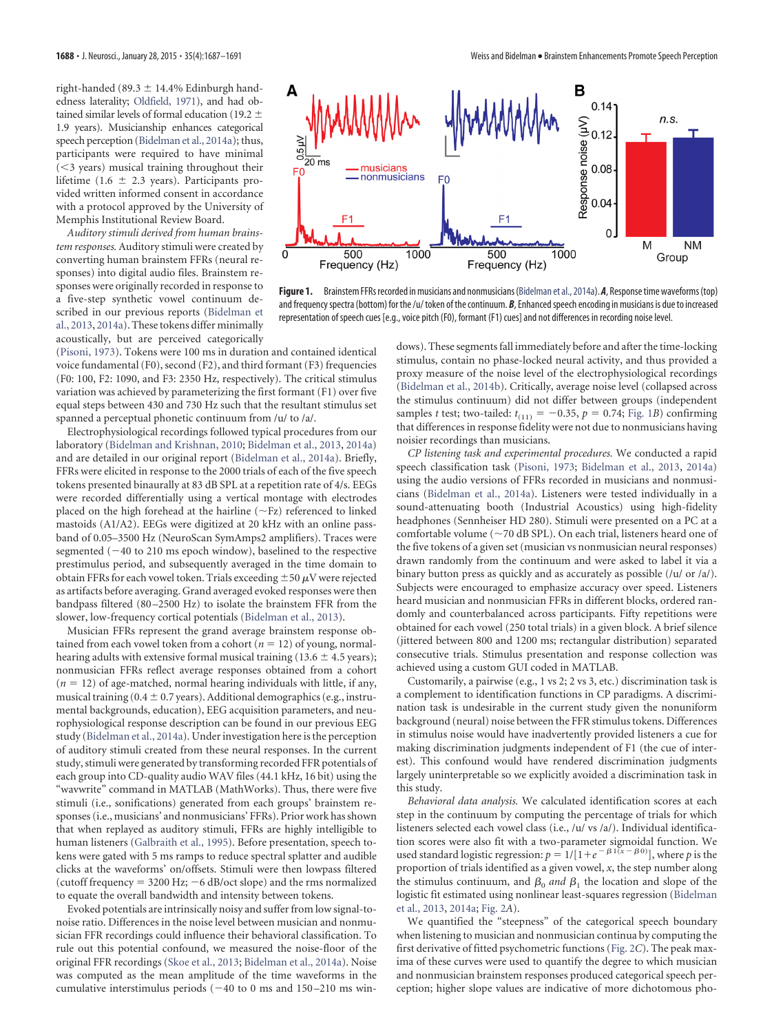right-handed (89.3 ± 14.4% Edinburgh handedness laterality; Oldfield, 1971), and had obtained similar levels of formal education (19.2 ± 1.9 years). Musicianship enhances categorical speech perception (Bidelman et al., 2014a); thus, participants were required to have minimal (<3 years) musical training throughout their lifetime (1.6 ± 2.3 years). Participants provided written informed consent in accordance with a protocol approved by the University of Memphis Institutional Review Board.

*Auditory stimuli derived from human brainstem responses.* Auditory stimuli were created by converting human brainstem FFRs (neural responses) into digital audio files. Brainstem responses were originally recorded in response to a five-step synthetic vowel continuum described in our previous reports (Bidelman et al., 2013, 2014a). These tokens differ minimally acoustically, but are perceived categorically (Pisoni, 1973). Tokens were 100 ms in duration and contained identical voice fundamental (F0), second (F2), and third formant (F3) frequencies (F0: 100, F2: 1090, and F3: 2350 Hz, respectively). The critical stimulus variation was achieved by parameterizing the first formant (F1) over five equal steps between 430 and 730 Hz such that the resultant stimulus set spanned a perceptual phonetic continuum from /u/ to /a/.

Electrophysiological recordings followed typical procedures from our laboratory (Bidelman and Krishnan, 2010; Bidelman et al., 2013, 2014a) and are detailed in our original report (Bidelman et al., 2014a). Briefly, FFRs were elicited in response to the 2000 trials of each of the five speech tokens presented binaurally at 83 dB SPL at a repetition rate of 4/s. EEGs were recorded differentially using a vertical montage with electrodes placed on the high forehead at the hairline (~Fz) referenced to linked mastoids (A1/A2). EEGs were digitized at 20 kHz with an online passband of 0.05–3500 Hz (NeuroScan SymAmps2 amplifiers). Traces were segmented (−40 to 210 ms epoch window), baselined to the respective prestimulus period, and subsequently averaged in the time domain to obtain FFRs for each vowel token. Trials exceeding ±50 μV were rejected as artifacts before averaging. Grand averaged evoked responses were then bandpass filtered (80–2500 Hz) to isolate the brainstem FFR from the slower, low-frequency cortical potentials (Bidelman et al., 2013).

Musician FFRs represent the grand average brainstem response obtained from each vowel token from a cohort ($n = 12$) of young, normal-hearing adults with extensive formal musical training (13.6 ± 4.5 years); nonmusician FFRs reflect average responses obtained from a cohort ($n = 12$) of age-matched, normal hearing individuals with little, if any, musical training (0.4 ± 0.7 years). Additional demographics (e.g., instrumental backgrounds, education), EEG acquisition parameters, and neurophysiological response description can be found in our previous EEG study (Bidelman et al., 2014a). Under investigation here is the perception of auditory stimuli created from these neural responses. In the current study, stimuli were generated by transforming recorded FFR potentials of each group into CD-quality audio WAV files (44.1 kHz, 16 bit) using the "wavwrite" command in MATLAB (MathWorks). Thus, there were five stimuli (i.e., sonifications) generated from each groups' brainstem responses (i.e., musicians' and nonmusicians' FFRs). Prior work has shown that when replayed as auditory stimuli, FFRs are highly intelligible to human listeners (Galbraith et al., 1995). Before presentation, speech tokens were gated with 5 ms ramps to reduce spectral splatter and audible clicks at the waveforms' on/offsets. Stimuli were then lowpass filtered (cutoff frequency = 3200 Hz; −6 dB/oct slope) and the rms normalized to equate the overall bandwidth and intensity between tokens.

Evoked potentials are intrinsically noisy and suffer from low signal-to-noise ratio. Differences in the noise level between musician and nonmusician FFR recordings could influence their behavioral classification. To rule out this potential confound, we measured the noise-floor of the original FFR recordings (Skoe et al., 2013; Bidelman et al., 2014a). Noise was computed as the mean amplitude of the time waveforms in the cumulative interstimulus periods (−40 to 0 ms and 150–210 ms windows). These segments fall immediately before and after the time-locking stimulus, contain no phase-locked neural activity, and thus provided a proxy measure of the noise level of the electrophysiological recordings (Bidelman et al., 2014b). Critically, average noise level (collapsed across the stimulus continuum) did not differ between groups (independent samples $t$ test; two-tailed: $t_{(11)} = -0.35$, $p = 0.74$; Fig. 1*B*) confirming that differences in response fidelity were not due to nonmusicians having noisier recordings than musicians.

**Figure 1.** Brainstem FFRs recorded in musicians and nonmusicians (Bidelman et al., 2014a). ***A***, Response time waveforms (top) and frequency spectra (bottom) for the /u/ token of the continuum. ***B***, Enhanced speech encoding in musicians is due to increased representation of speech cues [e.g., voice pitch (F0), formant (F1) cues] and not differences in recording noise level.

*CP listening task and experimental procedures.* We conducted a rapid speech classification task (Pisoni, 1973; Bidelman et al., 2013, 2014a) using the audio versions of FFRs recorded in musicians and nonmusicians (Bidelman et al., 2014a). Listeners were tested individually in a sound-attenuating booth (Industrial Acoustics) using high-fidelity headphones (Sennheiser HD 280). Stimuli were presented on a PC at a comfortable volume (~70 dB SPL). On each trial, listeners heard one of the five tokens of a given set (musician vs nonmusician neural responses) drawn randomly from the continuum and were asked to label it via a binary button press as quickly and as accurately as possible (/u/ or /a/). Subjects were encouraged to emphasize accuracy over speed. Listeners heard musician and nonmusician FFRs in different blocks, ordered randomly and counterbalanced across participants. Fifty repetitions were obtained for each vowel (250 total trials) in a given block. A brief silence (jittered between 800 and 1200 ms; rectangular distribution) separated consecutive trials. Stimulus presentation and response collection was achieved using a custom GUI coded in MATLAB.

Customarily, a pairwise (e.g., 1 vs 2; 2 vs 3, etc.) discrimination task is a complement to identification functions in CP paradigms. A discrimination task is undesirable in the current study given the nonuniform background (neural) noise between the FFR stimulus tokens. Differences in stimulus noise would have inadvertently provided listeners a cue for making discrimination judgments independent of F1 (the cue of interest). This confound would have rendered discrimination judgments largely uninterpretable so we explicitly avoided a discrimination task in this study.

*Behavioral data analysis.* We calculated identification scores at each step in the continuum by computing the percentage of trials for which listeners selected each vowel class (i.e., /u/ vs /a/). Individual identification scores were also fit with a two-parameter sigmoidal function. We used standard logistic regression: $p = 1/[1+e^{-\beta_1(x-\beta_0)}]$, where $p$ is the proportion of trials identified as a given vowel, $x$, the step number along the stimulus continuum, and $\beta_0$ *and* $\beta_1$ the location and slope of the logistic fit estimated using nonlinear least-squares regression (Bidelman et al., 2013, 2014a; Fig. 2*A*).

We quantified the "steepness" of the categorical speech boundary when listening to musician and nonmusician continua by computing the first derivative of fitted psychometric functions (Fig. 2*C*). The peak maxima of these curves were used to quantify the degree to which musician and nonmusician brainstem responses produced categorical speech perception; higher slope values are indicative of more dichotomous pho-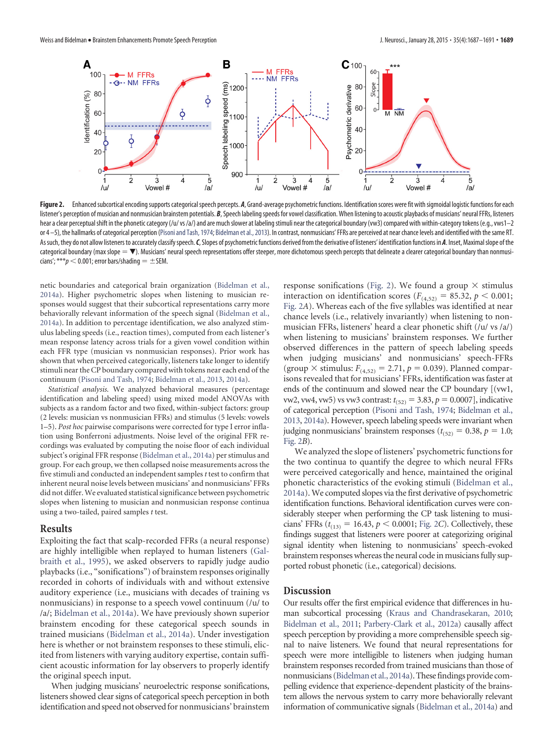**Figure 2.** Enhanced subcortical encoding supports categorical speech percepts. ***A***, Grand-average psychometric functions. Identification scores were fit with sigmoidal logistic functions for each listener's perception of musician and nonmusician brainstem potentials. ***B***, Speech labeling speeds for vowel classification. When listening to acoustic playbacks of musicians' neural FFRs, listeners hear a clear perceptual shift in the phonetic category (/u/ vs /a/) and are much slower at labeling stimuli near the categorical boundary (vw3) compared with within-category tokens (e.g., vws1–2 or 4–5), the hallmarks of categorical perception (Pisoni and Tash, 1974; Bidelman et al., 2013). In contrast, nonmusicians' FFRs are perceived at near chance levels and identified with the same RT. As such, they do not allow listeners to accurately classify speech. ***C***, Slopes of psychometric functions derived from the derivative of listeners' identification functions in ***A***. Inset, Maximal slope of the categorical boundary (max slope = ▼). Musicians' neural speech representations offer steeper, more dichotomous speech percepts that delineate a clearer categorical boundary than nonmusicians'; ***$p < 0.001$; error bars/shading = ±SEM.

netic boundaries and categorical brain organization (Bidelman et al., 2014a). Higher psychometric slopes when listening to musician responses would suggest that their subcortical representations carry more behaviorally relevant information of the speech signal (Bidelman et al., 2014a). In addition to percentage identification, we also analyzed stimulus labeling speeds (i.e., reaction times), computed from each listener's mean response latency across trials for a given vowel condition within each FFR type (musician vs nonmusician responses). Prior work has shown that when perceived categorically, listeners take longer to identify stimuli near the CP boundary compared with tokens near each end of the continuum (Pisoni and Tash, 1974; Bidelman et al., 2013, 2014a).

*Statistical analysis.* We analyzed behavioral measures (percentage identification and labeling speed) using mixed model ANOVAs with subjects as a random factor and two fixed, within-subject factors: group (2 levels: musician vs nonmusician FFRs) and stimulus (5 levels: vowels 1–5). *Post hoc* pairwise comparisons were corrected for type I error inflation using Bonferroni adjustments. Noise level of the original FFR recordings was evaluated by computing the noise floor of each individual subject's original FFR response (Bidelman et al., 2014a) per stimulus and group. For each group, we then collapsed noise measurements across the five stimuli and conducted an independent samples *t* test to confirm that inherent neural noise levels between musicians' and nonmusicians' FFRs did not differ. We evaluated statistical significance between psychometric slopes when listening to musician and nonmusician response continua using a two-tailed, paired samples *t* test.

## Results

Exploiting the fact that scalp-recorded FFRs (a neural response) are highly intelligible when replayed to human listeners (Galbraith et al., 1995), we asked observers to rapidly judge audio playbacks (i.e., "sonifications") of brainstem responses originally recorded in cohorts of individuals with and without extensive auditory experience (i.e., musicians with decades of training vs nonmusicians) in response to a speech vowel continuum (/u/ to /a/; Bidelman et al., 2014a). We have previously shown superior brainstem encoding for these categorical speech sounds in trained musicians (Bidelman et al., 2014a). Under investigation here is whether or not brainstem responses to these stimuli, elicited from listeners with varying auditory expertise, contain sufficient acoustic information for lay observers to properly identify the original speech input.

When judging musicians' neuroelectric response sonifications, listeners showed clear signs of categorical speech perception in both identification and speed not observed for nonmusicians' brainstem response sonifications (Fig. 2). We found a group × stimulus interaction on identification scores ($F_{(4,52)} = 85.32$, $p < 0.001$; Fig. 2*A*). Whereas each of the five syllables was identified at near chance levels (i.e., relatively invariantly) when listening to nonmusician FFRs, listeners' heard a clear phonetic shift (/u/ vs /a/) when listening to musicians' brainstem responses. We further observed differences in the pattern of speech labeling speeds when judging musicians' and nonmusicians' speech-FFRs (group × stimulus: $F_{(4,52)} = 2.71$, $p = 0.039$). Planned comparisons revealed that for musicians' FFRs, identification was faster at ends of the continuum and slowed near the CP boundary [(vw1, vw2, vw4, vw5) vs vw3 contrast: $t_{(52)} = 3.83$, $p = 0.0007$], indicative of categorical perception (Pisoni and Tash, 1974; Bidelman et al., 2013, 2014a). However, speech labeling speeds were invariant when judging nonmusicians' brainstem responses ($t_{(52)} = 0.38$, $p = 1.0$; Fig. 2*B*).

We analyzed the slope of listeners' psychometric functions across the two continua to quantify the degree to which neural FFRs were perceived categorically and hence, maintained the original phonetic characteristics of the evoking stimuli (Bidelman et al., 2014a). We computed slopes via the first derivative of psychometric identification functions. Behavioral identification curves were considerably steeper when performing the CP task listening to musicians' FFRs ($t_{(13)} = 16.43$, $p < 0.0001$; Fig. 2*C*). Collectively, these findings suggest that listeners were poorer at categorizing original signal identity when listening to nonmusicians' speech-evoked brainstem responses whereas the neural code in musicians fully supported robust phonetic (i.e., categorical) decisions.

## Discussion

Our results offer the first empirical evidence that differences in human subcortical processing (Kraus and Chandrasekaran, 2010; Bidelman et al., 2011; Parbery-Clark et al., 2012a) causally affect speech perception by providing a more comprehensible speech signal to naive listeners. We found that neural representations for speech were more intelligible to listeners when judging human brainstem responses recorded from trained musicians than those of nonmusicians (Bidelman et al., 2014a). These findings provide compelling evidence that experience-dependent plasticity of the brainstem allows the nervous system to carry more behaviorally relevant information of communicative signals (Bidelman et al., 2014a) and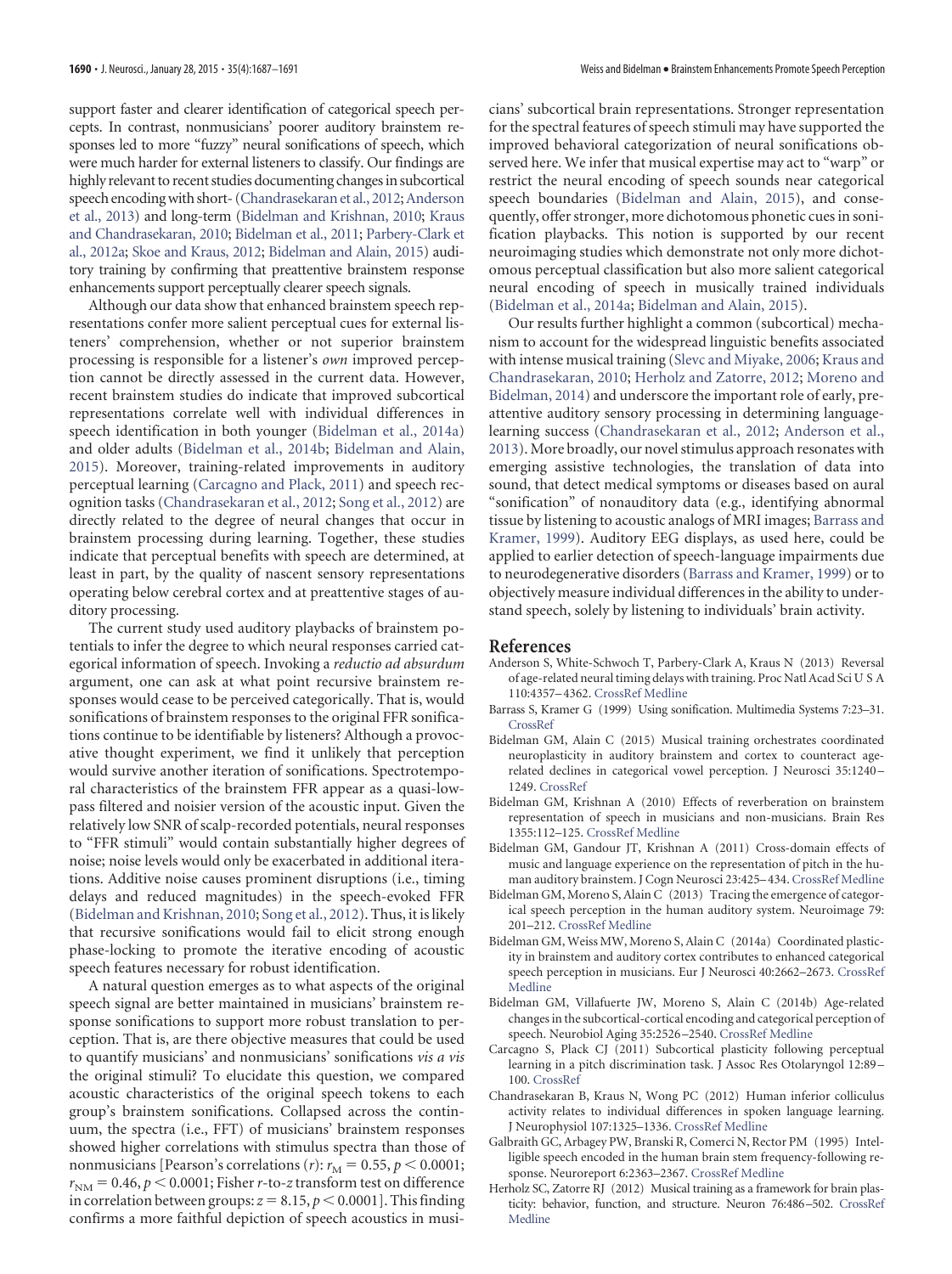support faster and clearer identification of categorical speech percepts. In contrast, nonmusicians' poorer auditory brainstem responses led to more "fuzzy" neural sonifications of speech, which were much harder for external listeners to classify. Our findings are highly relevant to recent studies documenting changes in subcortical speech encoding with short- (Chandrasekaran et al., 2012; Anderson et al., 2013) and long-term (Bidelman and Krishnan, 2010; Kraus and Chandrasekaran, 2010; Bidelman et al., 2011; Parbery-Clark et al., 2012a; Skoe and Kraus, 2012; Bidelman and Alain, 2015) auditory training by confirming that preattentive brainstem response enhancements support perceptually clearer speech signals.

Although our data show that enhanced brainstem speech representations confer more salient perceptual cues for external listeners' comprehension, whether or not superior brainstem processing is responsible for a listener's *own* improved perception cannot be directly assessed in the current data. However, recent brainstem studies do indicate that improved subcortical representations correlate well with individual differences in speech identification in both younger (Bidelman et al., 2014a) and older adults (Bidelman et al., 2014b; Bidelman and Alain, 2015). Moreover, training-related improvements in auditory perceptual learning (Carcagno and Plack, 2011) and speech recognition tasks (Chandrasekaran et al., 2012; Song et al., 2012) are directly related to the degree of neural changes that occur in brainstem processing during learning. Together, these studies indicate that perceptual benefits with speech are determined, at least in part, by the quality of nascent sensory representations operating below cerebral cortex and at preattentive stages of auditory processing.

The current study used auditory playbacks of brainstem potentials to infer the degree to which neural responses carried categorical information of speech. Invoking a *reductio ad absurdum* argument, one can ask at what point recursive brainstem responses would cease to be perceived categorically. That is, would sonifications of brainstem responses to the original FFR sonifications continue to be identifiable by listeners? Although a provocative thought experiment, we find it unlikely that perception would survive another iteration of sonifications. Spectrotemporal characteristics of the brainstem FFR appear as a quasi-lowpass filtered and noisier version of the acoustic input. Given the relatively low SNR of scalp-recorded potentials, neural responses to "FFR stimuli" would contain substantially higher degrees of noise; noise levels would only be exacerbated in additional iterations. Additive noise causes prominent disruptions (i.e., timing delays and reduced magnitudes) in the speech-evoked FFR (Bidelman and Krishnan, 2010; Song et al., 2012). Thus, it is likely that recursive sonifications would fail to elicit strong enough phase-locking to promote the iterative encoding of acoustic speech features necessary for robust identification.

A natural question emerges as to what aspects of the original speech signal are better maintained in musicians' brainstem response sonifications to support more robust translation to perception. That is, are there objective measures that could be used to quantify musicians' and nonmusicians' sonifications *vis a vis* the original stimuli? To elucidate this question, we compared acoustic characteristics of the original speech tokens to each group's brainstem sonifications. Collapsed across the continuum, the spectra (i.e., FFT) of musicians' brainstem responses showed higher correlations with stimulus spectra than those of nonmusicians [Pearson's correlations ($r$): $r_M = 0.55$, $p < 0.0001$; $r_{NM} = 0.46$, $p < 0.0001$; Fisher $r$-to-$z$ transform test on difference in correlation between groups: $z = 8.15$, $p < 0.0001$]. This finding confirms a more faithful depiction of speech acoustics in musicians' subcortical brain representations. Stronger representation for the spectral features of speech stimuli may have supported the improved behavioral categorization of neural sonifications observed here. We infer that musical expertise may act to "warp" or restrict the neural encoding of speech sounds near categorical speech boundaries (Bidelman and Alain, 2015), and consequently, offer stronger, more dichotomous phonetic cues in sonification playbacks. This notion is supported by our recent neuroimaging studies which demonstrate not only more dichotomous perceptual classification but also more salient categorical neural encoding of speech in musically trained individuals (Bidelman et al., 2014a; Bidelman and Alain, 2015).

Our results further highlight a common (subcortical) mechanism to account for the widespread linguistic benefits associated with intense musical training (Slevc and Miyake, 2006; Kraus and Chandrasekaran, 2010; Herholz and Zatorre, 2012; Moreno and Bidelman, 2014) and underscore the important role of early, preattentive auditory sensory processing in determining language-learning success (Chandrasekaran et al., 2012; Anderson et al., 2013). More broadly, our novel stimulus approach resonates with emerging assistive technologies, the translation of data into sound, that detect medical symptoms or diseases based on aural "sonification" of nonauditory data (e.g., identifying abnormal tissue by listening to acoustic analogs of MRI images; Barrass and Kramer, 1999). Auditory EEG displays, as used here, could be applied to earlier detection of speech-language impairments due to neurodegenerative disorders (Barrass and Kramer, 1999) or to objectively measure individual differences in the ability to understand speech, solely by listening to individuals' brain activity.

## References

Anderson S, White-Schwoch T, Parbery-Clark A, Kraus N (2013) Reversal of age-related neural timing delays with training. Proc Natl Acad Sci U S A 110:4357–4362. CrossRef Medline

Barrass S, Kramer G (1999) Using sonification. Multimedia Systems 7:23–31. CrossRef

Bidelman GM, Alain C (2015) Musical training orchestrates coordinated neuroplasticity in auditory brainstem and cortex to counteract age-related declines in categorical vowel perception. J Neurosci 35:1240–1249. CrossRef

Bidelman GM, Krishnan A (2010) Effects of reverberation on brainstem representation of speech in musicians and non-musicians. Brain Res 1355:112–125. CrossRef Medline

Bidelman GM, Gandour JT, Krishnan A (2011) Cross-domain effects of music and language experience on the representation of pitch in the human auditory brainstem. J Cogn Neurosci 23:425–434. CrossRef Medline

Bidelman GM, Moreno S, Alain C (2013) Tracing the emergence of categorical speech perception in the human auditory system. Neuroimage 79:201–212. CrossRef Medline

Bidelman GM, Weiss MW, Moreno S, Alain C (2014a) Coordinated plasticity in brainstem and auditory cortex contributes to enhanced categorical speech perception in musicians. Eur J Neurosci 40:2662–2673. CrossRef Medline

Bidelman GM, Villafuerte JW, Moreno S, Alain C (2014b) Age-related changes in the subcortical-cortical encoding and categorical perception of speech. Neurobiol Aging 35:2526–2540. CrossRef Medline

Carcagno S, Plack CJ (2011) Subcortical plasticity following perceptual learning in a pitch discrimination task. J Assoc Res Otolaryngol 12:89–100. CrossRef

Chandrasekaran B, Kraus N, Wong PC (2012) Human inferior colliculus activity relates to individual differences in spoken language learning. J Neurophysiol 107:1325–1336. CrossRef Medline

Galbraith GC, Arbagey PW, Branski R, Comerci N, Rector PM (1995) Intelligible speech encoded in the human brain stem frequency-following response. Neuroreport 6:2363–2367. CrossRef Medline

Herholz SC, Zatorre RJ (2012) Musical training as a framework for brain plasticity: behavior, function, and structure. Neuron 76:486–502. CrossRef Medline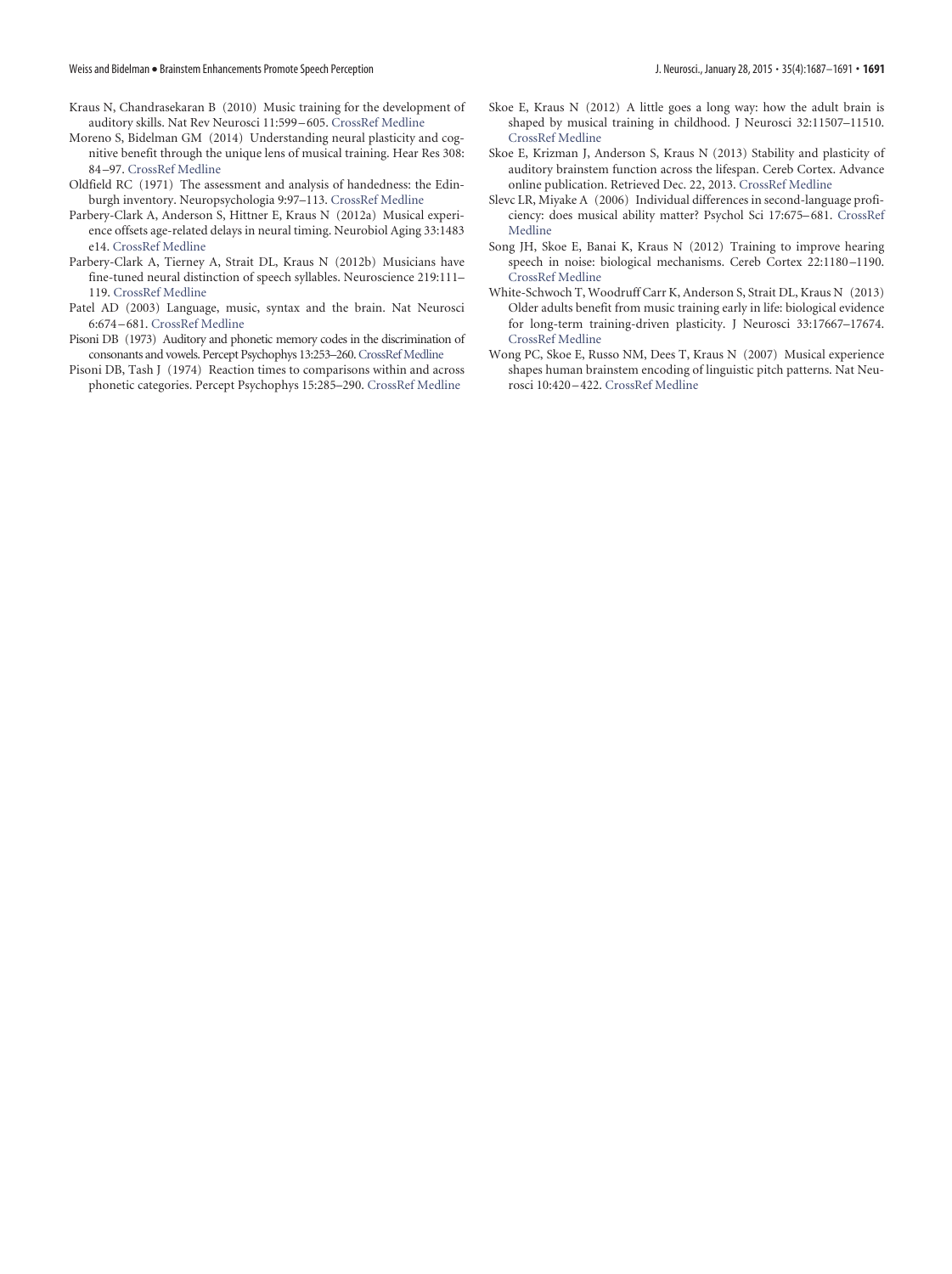Kraus N, Chandrasekaran B (2010) Music training for the development of auditory skills. Nat Rev Neurosci 11:599–605. CrossRef Medline

Moreno S, Bidelman GM (2014) Understanding neural plasticity and cognitive benefit through the unique lens of musical training. Hear Res 308: 84–97. CrossRef Medline

Oldfield RC (1971) The assessment and analysis of handedness: the Edinburgh inventory. Neuropsychologia 9:97–113. CrossRef Medline

Parbery-Clark A, Anderson S, Hittner E, Kraus N (2012a) Musical experience offsets age-related delays in neural timing. Neurobiol Aging 33:1483 e14. CrossRef Medline

Parbery-Clark A, Tierney A, Strait DL, Kraus N (2012b) Musicians have fine-tuned neural distinction of speech syllables. Neuroscience 219:111–119. CrossRef Medline

Patel AD (2003) Language, music, syntax and the brain. Nat Neurosci 6:674–681. CrossRef Medline

Pisoni DB (1973) Auditory and phonetic memory codes in the discrimination of consonants and vowels. Percept Psychophys 13:253–260. CrossRef Medline

Pisoni DB, Tash J (1974) Reaction times to comparisons within and across phonetic categories. Percept Psychophys 15:285–290. CrossRef Medline

Skoe E, Kraus N (2012) A little goes a long way: how the adult brain is shaped by musical training in childhood. J Neurosci 32:11507–11510. CrossRef Medline

Skoe E, Krizman J, Anderson S, Kraus N (2013) Stability and plasticity of auditory brainstem function across the lifespan. Cereb Cortex. Advance online publication. Retrieved Dec. 22, 2013. CrossRef Medline

Slevc LR, Miyake A (2006) Individual differences in second-language proficiency: does musical ability matter? Psychol Sci 17:675–681. CrossRef Medline

Song JH, Skoe E, Banai K, Kraus N (2012) Training to improve hearing speech in noise: biological mechanisms. Cereb Cortex 22:1180–1190. CrossRef Medline

White-Schwoch T, Woodruff Carr K, Anderson S, Strait DL, Kraus N (2013) Older adults benefit from music training early in life: biological evidence for long-term training-driven plasticity. J Neurosci 33:17667–17674. CrossRef Medline

Wong PC, Skoe E, Russo NM, Dees T, Kraus N (2007) Musical experience shapes human brainstem encoding of linguistic pitch patterns. Nat Neurosci 10:420–422. CrossRef Medline